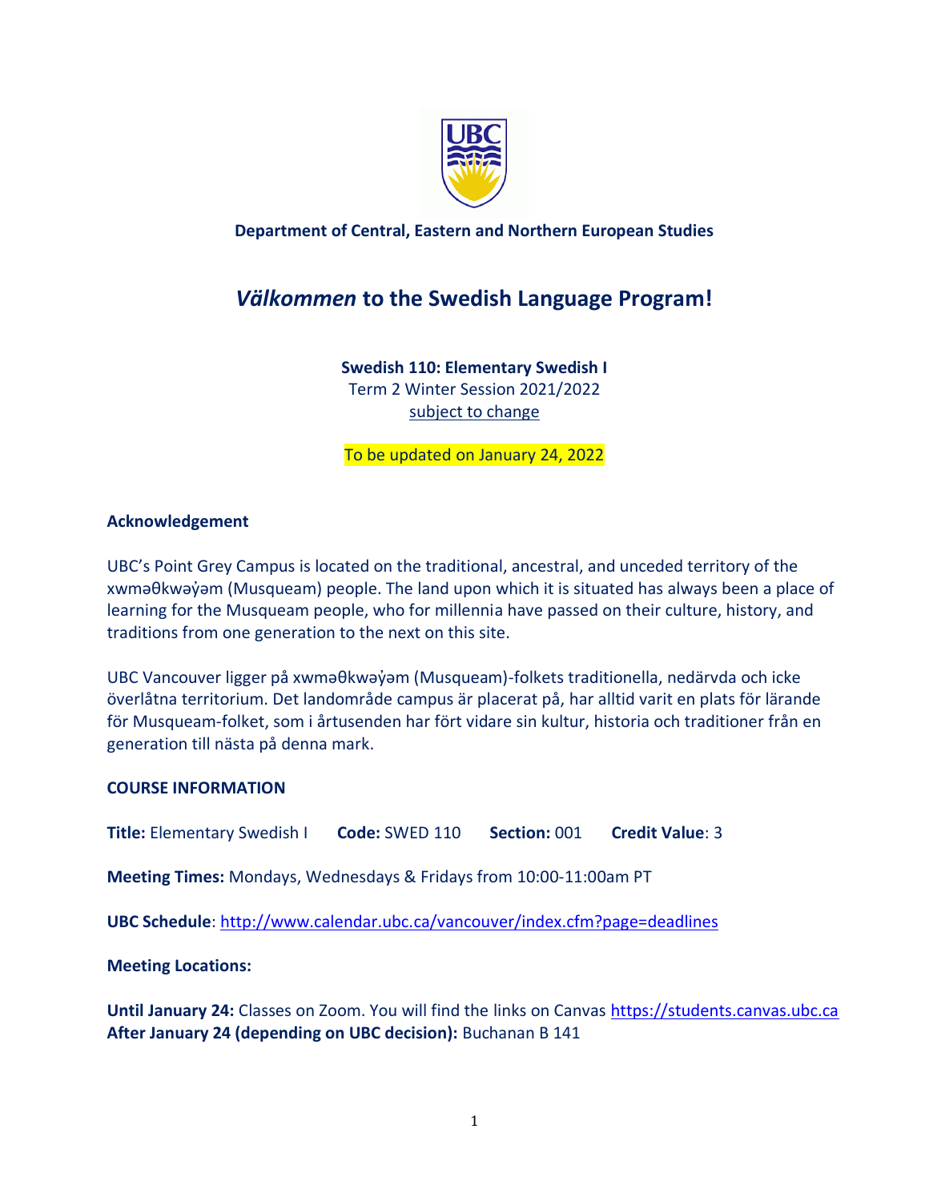**Department of Central, Eastern and Northern European Studies**

# *Välkommen* to the Swedish Language Program!

**Swedish 110: Elementary Swedish I**
Term 2 Winter Session 2021/2022
subject to change

To be updated on January 24, 2022

### Acknowledgement

UBC's Point Grey Campus is located on the traditional, ancestral, and unceded territory of the xwməθkwəy̓əm (Musqueam) people. The land upon which it is situated has always been a place of learning for the Musqueam people, who for millennia have passed on their culture, history, and traditions from one generation to the next on this site.

UBC Vancouver ligger på xwməθkwəy̓əm (Musqueam)-folkets traditionella, nedärvda och icke överlåtna territorium. Det landområde campus är placerat på, har alltid varit en plats för lärande för Musqueam-folket, som i årtusenden har fört vidare sin kultur, historia och traditioner från en generation till nästa på denna mark.

### COURSE INFORMATION

**Title:** Elementary Swedish I **Code:** SWED 110 **Section:** 001 **Credit Value**: 3

**Meeting Times:** Mondays, Wednesdays & Fridays from 10:00-11:00am PT

**UBC Schedule**: http://www.calendar.ubc.ca/vancouver/index.cfm?page=deadlines

**Meeting Locations:**

**Until January 24:** Classes on Zoom. You will find the links on Canvas https://students.canvas.ubc.ca
**After January 24 (depending on UBC decision):** Buchanan B 141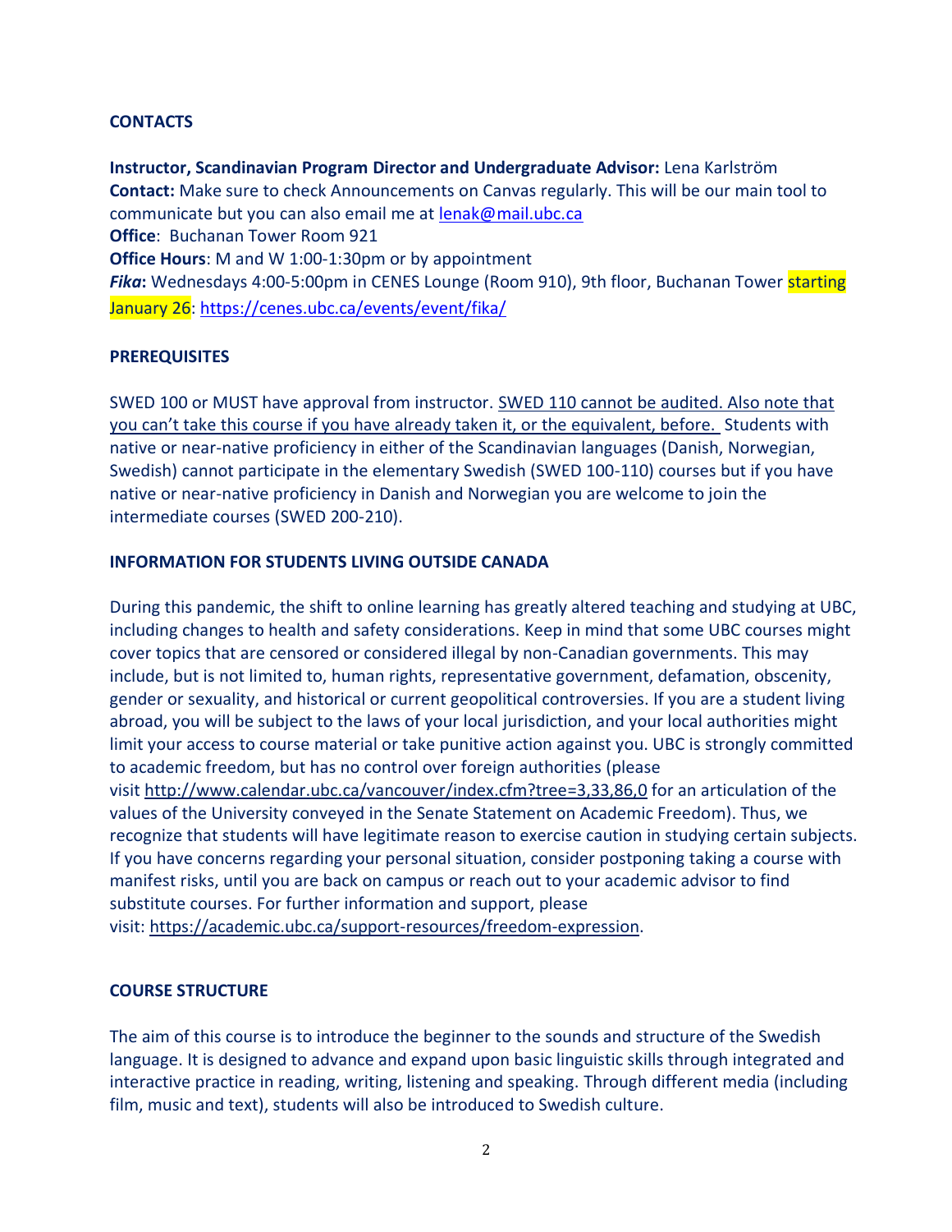## CONTACTS

**Instructor, Scandinavian Program Director and Undergraduate Advisor:** Lena Karlström
**Contact:** Make sure to check Announcements on Canvas regularly. This will be our main tool to communicate but you can also email me at lenak@mail.ubc.ca
**Office**: Buchanan Tower Room 921
**Office Hours**: M and W 1:00-1:30pm or by appointment
***Fika*:** Wednesdays 4:00-5:00pm in CENES Lounge (Room 910), 9th floor, Buchanan Tower starting January 26: https://cenes.ubc.ca/events/event/fika/

## PREREQUISITES

SWED 100 or MUST have approval from instructor. SWED 110 cannot be audited. Also note that you can't take this course if you have already taken it, or the equivalent, before. Students with native or near-native proficiency in either of the Scandinavian languages (Danish, Norwegian, Swedish) cannot participate in the elementary Swedish (SWED 100-110) courses but if you have native or near-native proficiency in Danish and Norwegian you are welcome to join the intermediate courses (SWED 200-210).

## INFORMATION FOR STUDENTS LIVING OUTSIDE CANADA

During this pandemic, the shift to online learning has greatly altered teaching and studying at UBC, including changes to health and safety considerations. Keep in mind that some UBC courses might cover topics that are censored or considered illegal by non-Canadian governments. This may include, but is not limited to, human rights, representative government, defamation, obscenity, gender or sexuality, and historical or current geopolitical controversies. If you are a student living abroad, you will be subject to the laws of your local jurisdiction, and your local authorities might limit your access to course material or take punitive action against you. UBC is strongly committed to academic freedom, but has no control over foreign authorities (please visit http://www.calendar.ubc.ca/vancouver/index.cfm?tree=3,33,86,0 for an articulation of the values of the University conveyed in the Senate Statement on Academic Freedom). Thus, we recognize that students will have legitimate reason to exercise caution in studying certain subjects. If you have concerns regarding your personal situation, consider postponing taking a course with manifest risks, until you are back on campus or reach out to your academic advisor to find substitute courses. For further information and support, please visit: https://academic.ubc.ca/support-resources/freedom-expression.

## COURSE STRUCTURE

The aim of this course is to introduce the beginner to the sounds and structure of the Swedish language. It is designed to advance and expand upon basic linguistic skills through integrated and interactive practice in reading, writing, listening and speaking. Through different media (including film, music and text), students will also be introduced to Swedish culture.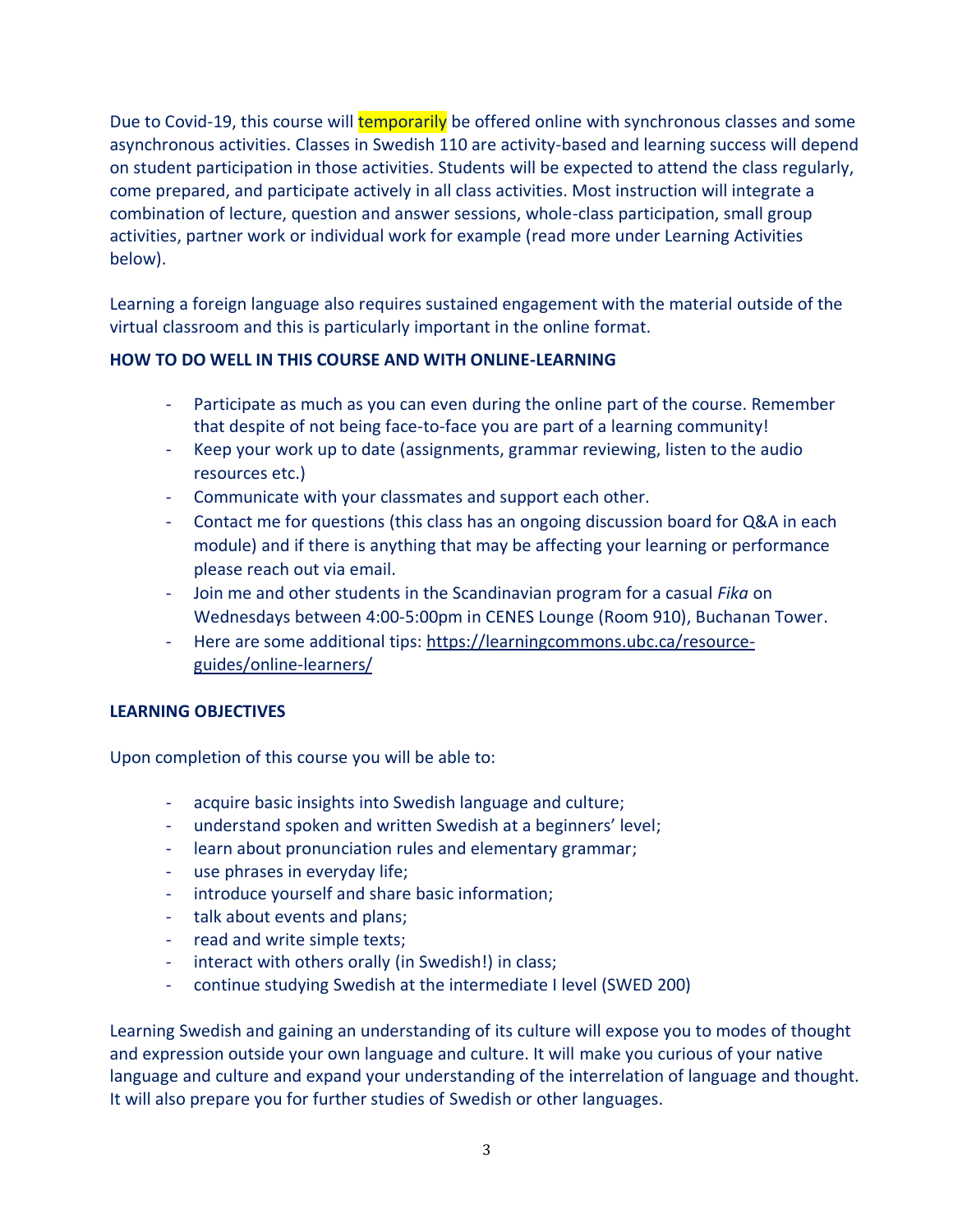Due to Covid-19, this course will temporarily be offered online with synchronous classes and some asynchronous activities. Classes in Swedish 110 are activity-based and learning success will depend on student participation in those activities. Students will be expected to attend the class regularly, come prepared, and participate actively in all class activities. Most instruction will integrate a combination of lecture, question and answer sessions, whole-class participation, small group activities, partner work or individual work for example (read more under Learning Activities below).

Learning a foreign language also requires sustained engagement with the material outside of the virtual classroom and this is particularly important in the online format.

**HOW TO DO WELL IN THIS COURSE AND WITH ONLINE-LEARNING**

- Participate as much as you can even during the online part of the course. Remember that despite of not being face-to-face you are part of a learning community!
- Keep your work up to date (assignments, grammar reviewing, listen to the audio resources etc.)
- Communicate with your classmates and support each other.
- Contact me for questions (this class has an ongoing discussion board for Q&A in each module) and if there is anything that may be affecting your learning or performance please reach out via email.
- Join me and other students in the Scandinavian program for a casual *Fika* on Wednesdays between 4:00-5:00pm in CENES Lounge (Room 910), Buchanan Tower.
- Here are some additional tips: https://learningcommons.ubc.ca/resource-guides/online-learners/

**LEARNING OBJECTIVES**

Upon completion of this course you will be able to:

- acquire basic insights into Swedish language and culture;
- understand spoken and written Swedish at a beginners' level;
- learn about pronunciation rules and elementary grammar;
- use phrases in everyday life;
- introduce yourself and share basic information;
- talk about events and plans;
- read and write simple texts;
- interact with others orally (in Swedish!) in class;
- continue studying Swedish at the intermediate I level (SWED 200)

Learning Swedish and gaining an understanding of its culture will expose you to modes of thought and expression outside your own language and culture. It will make you curious of your native language and culture and expand your understanding of the interrelation of language and thought. It will also prepare you for further studies of Swedish or other languages.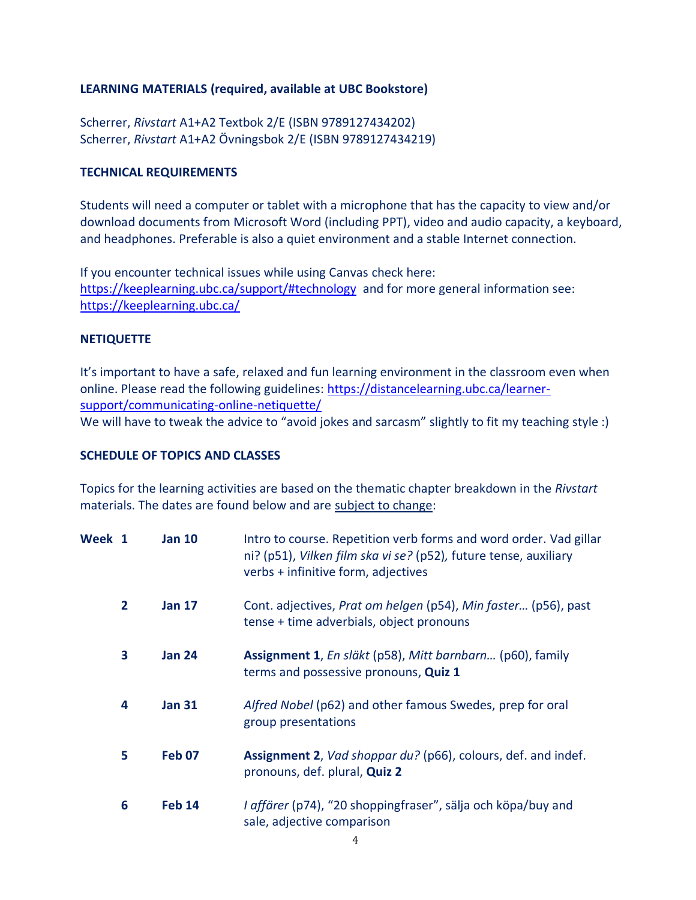**LEARNING MATERIALS (required, available at UBC Bookstore)**

Scherrer, *Rivstart* A1+A2 Textbok 2/E (ISBN 9789127434202)
Scherrer, *Rivstart* A1+A2 Övningsbok 2/E (ISBN 9789127434219)

**TECHNICAL REQUIREMENTS**

Students will need a computer or tablet with a microphone that has the capacity to view and/or download documents from Microsoft Word (including PPT), video and audio capacity, a keyboard, and headphones. Preferable is also a quiet environment and a stable Internet connection.

If you encounter technical issues while using Canvas check here: https://keeplearning.ubc.ca/support/#technology and for more general information see: https://keeplearning.ubc.ca/

**NETIQUETTE**

It's important to have a safe, relaxed and fun learning environment in the classroom even when online. Please read the following guidelines: https://distancelearning.ubc.ca/learner-support/communicating-online-netiquette/
We will have to tweak the advice to "avoid jokes and sarcasm" slightly to fit my teaching style :)

**SCHEDULE OF TOPICS AND CLASSES**

Topics for the learning activities are based on the thematic chapter breakdown in the *Rivstart* materials. The dates are found below and are subject to change:

| Week | Date | Topics |
|---|---|---|
| **Week 1** | **Jan 10** | Intro to course. Repetition verb forms and word order. Vad gillar ni? (p51), *Vilken film ska vi se?* (p52), future tense, auxiliary verbs + infinitive form, adjectives |
| **2** | **Jan 17** | Cont. adjectives, *Prat om helgen* (p54), *Min faster…* (p56), past tense + time adverbials, object pronouns |
| **3** | **Jan 24** | **Assignment 1**, *En släkt* (p58), *Mitt barnbarn…* (p60), family terms and possessive pronouns, **Quiz 1** |
| **4** | **Jan 31** | *Alfred Nobel* (p62) and other famous Swedes, prep for oral group presentations |
| **5** | **Feb 07** | **Assignment 2**, *Vad shoppar du?* (p66), colours, def. and indef. pronouns, def. plural, **Quiz 2** |
| **6** | **Feb 14** | *I affärer* (p74), "20 shoppingfraser", sälja och köpa/buy and sale, adjective comparison |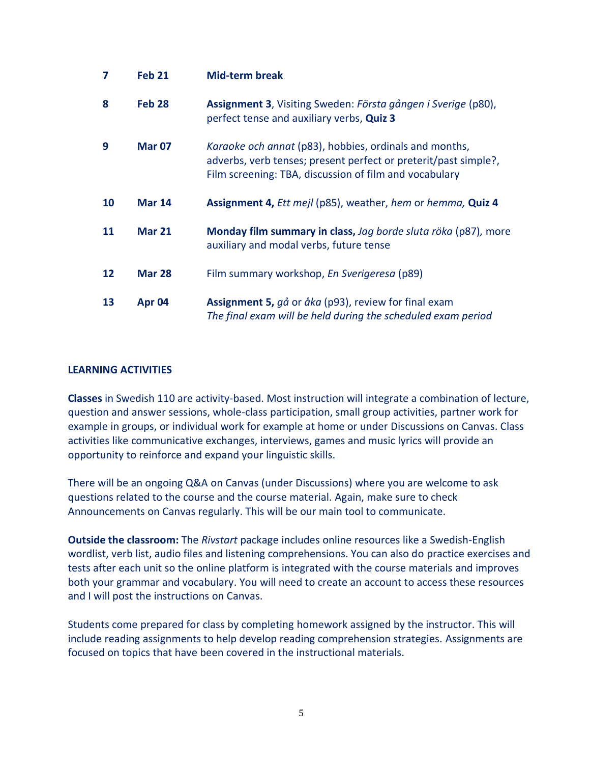| | | |
|---|---|---|
| **7** | **Feb 21** | **Mid-term break** |
| **8** | **Feb 28** | **Assignment 3**, Visiting Sweden: *Första gången i Sverige* (p80), perfect tense and auxiliary verbs, **Quiz 3** |
| **9** | **Mar 07** | *Karaoke och annat* (p83), hobbies, ordinals and months, adverbs, verb tenses; present perfect or preterit/past simple?, Film screening: TBA, discussion of film and vocabulary |
| **10** | **Mar 14** | **Assignment 4,** *Ett mejl* (p85), weather, *hem* or *hemma,* **Quiz 4** |
| **11** | **Mar 21** | **Monday film summary in class,** *Jag borde sluta röka* (p87), more auxiliary and modal verbs, future tense |
| **12** | **Mar 28** | Film summary workshop, *En Sverigeresa* (p89) |
| **13** | **Apr 04** | **Assignment 5,** *gå* or *åka* (p93), review for final exam *The final exam will be held during the scheduled exam period* |

**LEARNING ACTIVITIES**

**Classes** in Swedish 110 are activity-based. Most instruction will integrate a combination of lecture, question and answer sessions, whole-class participation, small group activities, partner work for example in groups, or individual work for example at home or under Discussions on Canvas. Class activities like communicative exchanges, interviews, games and music lyrics will provide an opportunity to reinforce and expand your linguistic skills.

There will be an ongoing Q&A on Canvas (under Discussions) where you are welcome to ask questions related to the course and the course material. Again, make sure to check Announcements on Canvas regularly. This will be our main tool to communicate.

**Outside the classroom:** The *Rivstart* package includes online resources like a Swedish-English wordlist, verb list, audio files and listening comprehensions. You can also do practice exercises and tests after each unit so the online platform is integrated with the course materials and improves both your grammar and vocabulary. You will need to create an account to access these resources and I will post the instructions on Canvas.

Students come prepared for class by completing homework assigned by the instructor. This will include reading assignments to help develop reading comprehension strategies. Assignments are focused on topics that have been covered in the instructional materials.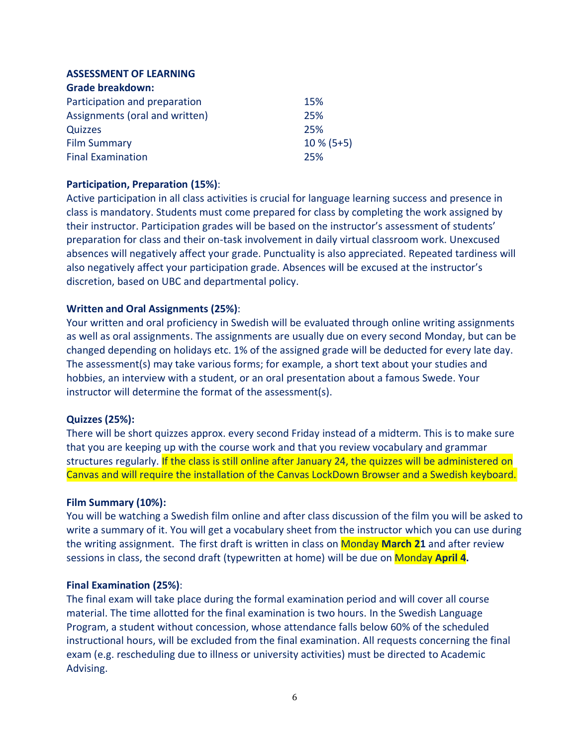**ASSESSMENT OF LEARNING**

**Grade breakdown:**

| | |
|---|---|
| Participation and preparation | 15% |
| Assignments (oral and written) | 25% |
| Quizzes | 25% |
| Film Summary | 10 % (5+5) |
| Final Examination | 25% |

**Participation, Preparation (15%)**:
Active participation in all class activities is crucial for language learning success and presence in class is mandatory. Students must come prepared for class by completing the work assigned by their instructor. Participation grades will be based on the instructor's assessment of students' preparation for class and their on-task involvement in daily virtual classroom work. Unexcused absences will negatively affect your grade. Punctuality is also appreciated. Repeated tardiness will also negatively affect your participation grade. Absences will be excused at the instructor's discretion, based on UBC and departmental policy.

**Written and Oral Assignments (25%)**:
Your written and oral proficiency in Swedish will be evaluated through online writing assignments as well as oral assignments. The assignments are usually due on every second Monday, but can be changed depending on holidays etc. 1% of the assigned grade will be deducted for every late day. The assessment(s) may take various forms; for example, a short text about your studies and hobbies, an interview with a student, or an oral presentation about a famous Swede. Your instructor will determine the format of the assessment(s).

**Quizzes (25%):**
There will be short quizzes approx. every second Friday instead of a midterm. This is to make sure that you are keeping up with the course work and that you review vocabulary and grammar structures regularly. If the class is still online after January 24, the quizzes will be administered on Canvas and will require the installation of the Canvas LockDown Browser and a Swedish keyboard.

**Film Summary (10%):**
You will be watching a Swedish film online and after class discussion of the film you will be asked to write a summary of it. You will get a vocabulary sheet from the instructor which you can use during the writing assignment. The first draft is written in class on Monday **March 21** and after review sessions in class, the second draft (typewritten at home) will be due on Monday **April 4.**

**Final Examination (25%)**:
The final exam will take place during the formal examination period and will cover all course material. The time allotted for the final examination is two hours. In the Swedish Language Program, a student without concession, whose attendance falls below 60% of the scheduled instructional hours, will be excluded from the final examination. All requests concerning the final exam (e.g. rescheduling due to illness or university activities) must be directed to Academic Advising.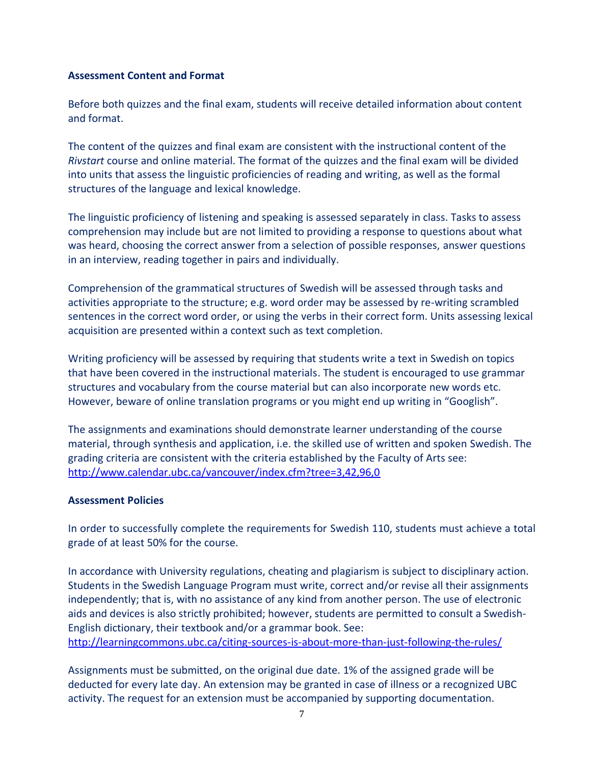**Assessment Content and Format**

Before both quizzes and the final exam, students will receive detailed information about content and format.

The content of the quizzes and final exam are consistent with the instructional content of the *Rivstart* course and online material. The format of the quizzes and the final exam will be divided into units that assess the linguistic proficiencies of reading and writing, as well as the formal structures of the language and lexical knowledge.

The linguistic proficiency of listening and speaking is assessed separately in class. Tasks to assess comprehension may include but are not limited to providing a response to questions about what was heard, choosing the correct answer from a selection of possible responses, answer questions in an interview, reading together in pairs and individually.

Comprehension of the grammatical structures of Swedish will be assessed through tasks and activities appropriate to the structure; e.g. word order may be assessed by re-writing scrambled sentences in the correct word order, or using the verbs in their correct form. Units assessing lexical acquisition are presented within a context such as text completion.

Writing proficiency will be assessed by requiring that students write a text in Swedish on topics that have been covered in the instructional materials. The student is encouraged to use grammar structures and vocabulary from the course material but can also incorporate new words etc. However, beware of online translation programs or you might end up writing in "Googlish".

The assignments and examinations should demonstrate learner understanding of the course material, through synthesis and application, i.e. the skilled use of written and spoken Swedish. The grading criteria are consistent with the criteria established by the Faculty of Arts see: http://www.calendar.ubc.ca/vancouver/index.cfm?tree=3,42,96,0

**Assessment Policies**

In order to successfully complete the requirements for Swedish 110, students must achieve a total grade of at least 50% for the course.

In accordance with University regulations, cheating and plagiarism is subject to disciplinary action. Students in the Swedish Language Program must write, correct and/or revise all their assignments independently; that is, with no assistance of any kind from another person. The use of electronic aids and devices is also strictly prohibited; however, students are permitted to consult a Swedish-English dictionary, their textbook and/or a grammar book. See: http://learningcommons.ubc.ca/citing-sources-is-about-more-than-just-following-the-rules/

Assignments must be submitted, on the original due date. 1% of the assigned grade will be deducted for every late day. An extension may be granted in case of illness or a recognized UBC activity. The request for an extension must be accompanied by supporting documentation.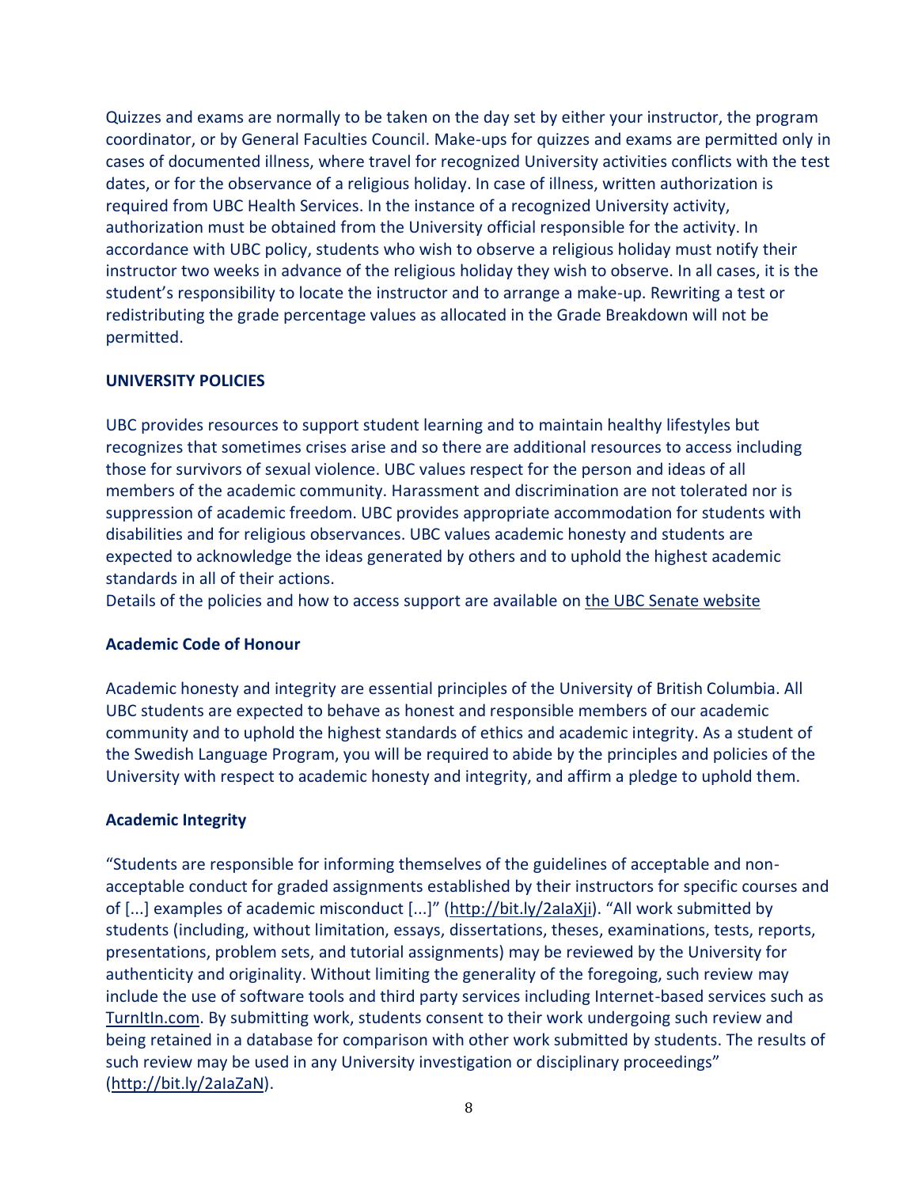Quizzes and exams are normally to be taken on the day set by either your instructor, the program coordinator, or by General Faculties Council. Make-ups for quizzes and exams are permitted only in cases of documented illness, where travel for recognized University activities conflicts with the test dates, or for the observance of a religious holiday. In case of illness, written authorization is required from UBC Health Services. In the instance of a recognized University activity, authorization must be obtained from the University official responsible for the activity. In accordance with UBC policy, students who wish to observe a religious holiday must notify their instructor two weeks in advance of the religious holiday they wish to observe. In all cases, it is the student's responsibility to locate the instructor and to arrange a make-up. Rewriting a test or redistributing the grade percentage values as allocated in the Grade Breakdown will not be permitted.

## UNIVERSITY POLICIES

UBC provides resources to support student learning and to maintain healthy lifestyles but recognizes that sometimes crises arise and so there are additional resources to access including those for survivors of sexual violence. UBC values respect for the person and ideas of all members of the academic community. Harassment and discrimination are not tolerated nor is suppression of academic freedom. UBC provides appropriate accommodation for students with disabilities and for religious observances. UBC values academic honesty and students are expected to acknowledge the ideas generated by others and to uphold the highest academic standards in all of their actions.
Details of the policies and how to access support are available on the UBC Senate website

### Academic Code of Honour

Academic honesty and integrity are essential principles of the University of British Columbia. All UBC students are expected to behave as honest and responsible members of our academic community and to uphold the highest standards of ethics and academic integrity. As a student of the Swedish Language Program, you will be required to abide by the principles and policies of the University with respect to academic honesty and integrity, and affirm a pledge to uphold them.

### Academic Integrity

"Students are responsible for informing themselves of the guidelines of acceptable and non-acceptable conduct for graded assignments established by their instructors for specific courses and of [...] examples of academic misconduct [...]" (http://bit.ly/2aIaXji). "All work submitted by students (including, without limitation, essays, dissertations, theses, examinations, tests, reports, presentations, problem sets, and tutorial assignments) may be reviewed by the University for authenticity and originality. Without limiting the generality of the foregoing, such review may include the use of software tools and third party services including Internet-based services such as TurnItIn.com. By submitting work, students consent to their work undergoing such review and being retained in a database for comparison with other work submitted by students. The results of such review may be used in any University investigation or disciplinary proceedings" (http://bit.ly/2aIaZaN).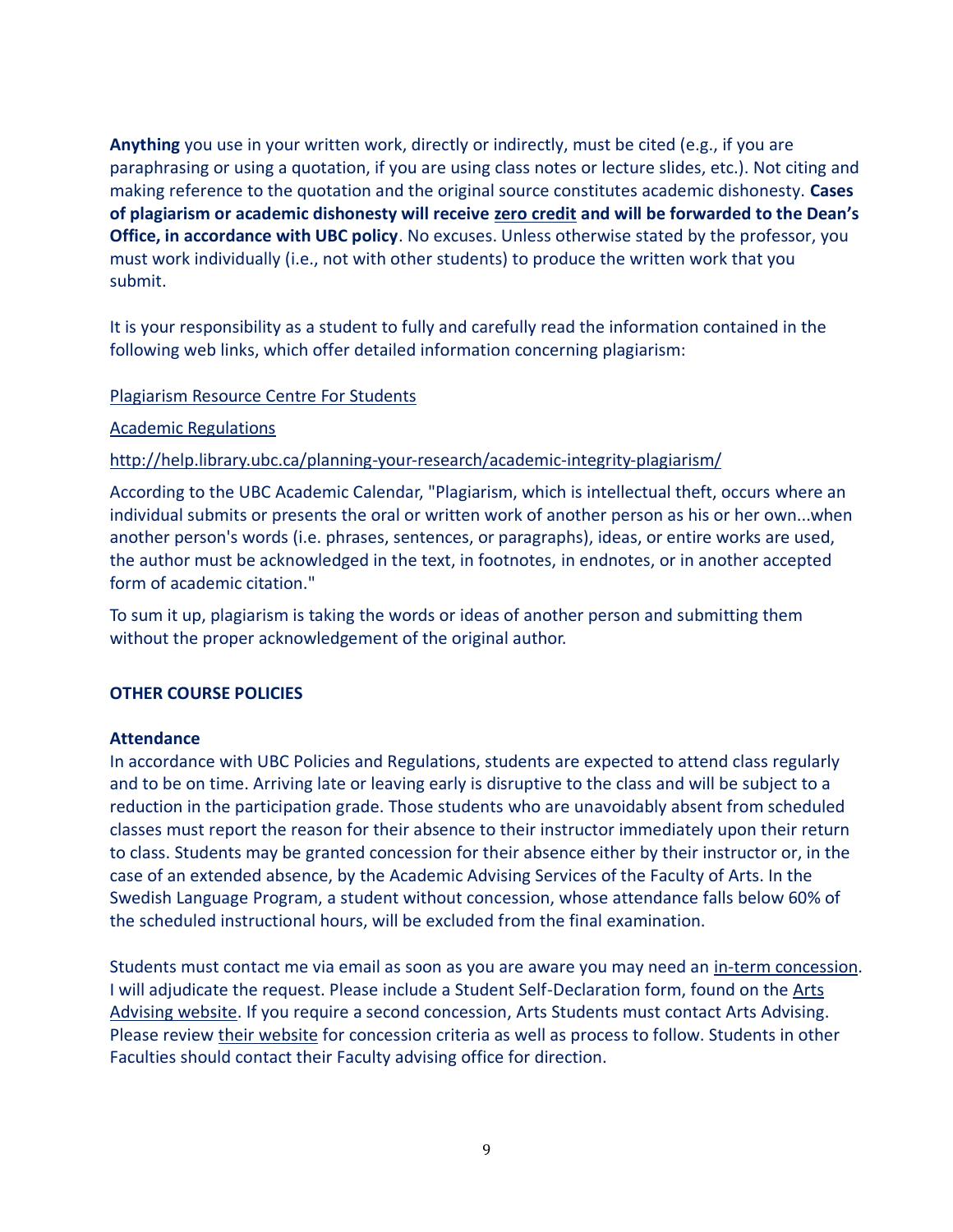**Anything** you use in your written work, directly or indirectly, must be cited (e.g., if you are paraphrasing or using a quotation, if you are using class notes or lecture slides, etc.). Not citing and making reference to the quotation and the original source constitutes academic dishonesty. **Cases of plagiarism or academic dishonesty will receive zero credit and will be forwarded to the Dean's Office, in accordance with UBC policy**. No excuses. Unless otherwise stated by the professor, you must work individually (i.e., not with other students) to produce the written work that you submit.

It is your responsibility as a student to fully and carefully read the information contained in the following web links, which offer detailed information concerning plagiarism:

Plagiarism Resource Centre For Students

Academic Regulations

http://help.library.ubc.ca/planning-your-research/academic-integrity-plagiarism/

According to the UBC Academic Calendar, "Plagiarism, which is intellectual theft, occurs where an individual submits or presents the oral or written work of another person as his or her own...when another person's words (i.e. phrases, sentences, or paragraphs), ideas, or entire works are used, the author must be acknowledged in the text, in footnotes, in endnotes, or in another accepted form of academic citation."

To sum it up, plagiarism is taking the words or ideas of another person and submitting them without the proper acknowledgement of the original author.

## OTHER COURSE POLICIES

### Attendance

In accordance with UBC Policies and Regulations, students are expected to attend class regularly and to be on time. Arriving late or leaving early is disruptive to the class and will be subject to a reduction in the participation grade. Those students who are unavoidably absent from scheduled classes must report the reason for their absence to their instructor immediately upon their return to class. Students may be granted concession for their absence either by their instructor or, in the case of an extended absence, by the Academic Advising Services of the Faculty of Arts. In the Swedish Language Program, a student without concession, whose attendance falls below 60% of the scheduled instructional hours, will be excluded from the final examination.

Students must contact me via email as soon as you are aware you may need an in-term concession. I will adjudicate the request. Please include a Student Self-Declaration form, found on the Arts Advising website. If you require a second concession, Arts Students must contact Arts Advising. Please review their website for concession criteria as well as process to follow. Students in other Faculties should contact their Faculty advising office for direction.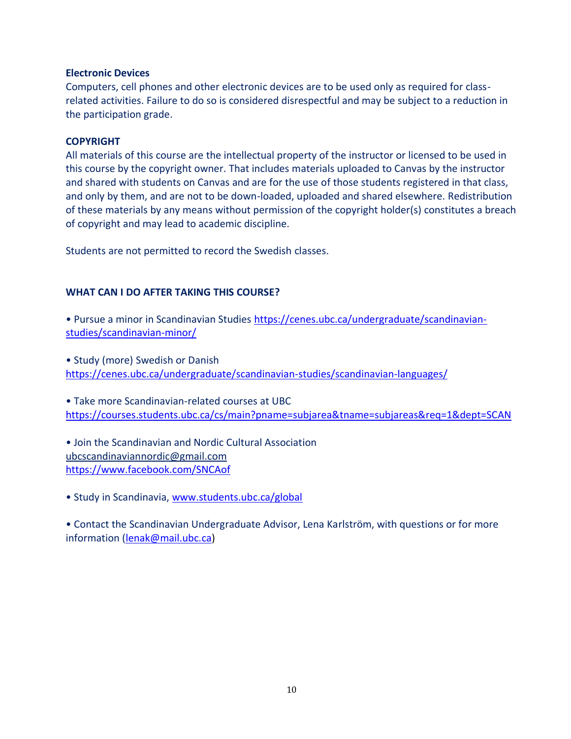**Electronic Devices**

Computers, cell phones and other electronic devices are to be used only as required for class-related activities. Failure to do so is considered disrespectful and may be subject to a reduction in the participation grade.

**COPYRIGHT**

All materials of this course are the intellectual property of the instructor or licensed to be used in this course by the copyright owner. That includes materials uploaded to Canvas by the instructor and shared with students on Canvas and are for the use of those students registered in that class, and only by them, and are not to be down-loaded, uploaded and shared elsewhere. Redistribution of these materials by any means without permission of the copyright holder(s) constitutes a breach of copyright and may lead to academic discipline.

Students are not permitted to record the Swedish classes.

**WHAT CAN I DO AFTER TAKING THIS COURSE?**

• Pursue a minor in Scandinavian Studies https://cenes.ubc.ca/undergraduate/scandinavian-studies/scandinavian-minor/

• Study (more) Swedish or Danish
https://cenes.ubc.ca/undergraduate/scandinavian-studies/scandinavian-languages/

• Take more Scandinavian-related courses at UBC
https://courses.students.ubc.ca/cs/main?pname=subjarea&tname=subjareas&req=1&dept=SCAN

• Join the Scandinavian and Nordic Cultural Association
ubcscandinaviannordic@gmail.com
https://www.facebook.com/SNCAof

• Study in Scandinavia, www.students.ubc.ca/global

• Contact the Scandinavian Undergraduate Advisor, Lena Karlström, with questions or for more information (lenak@mail.ubc.ca)